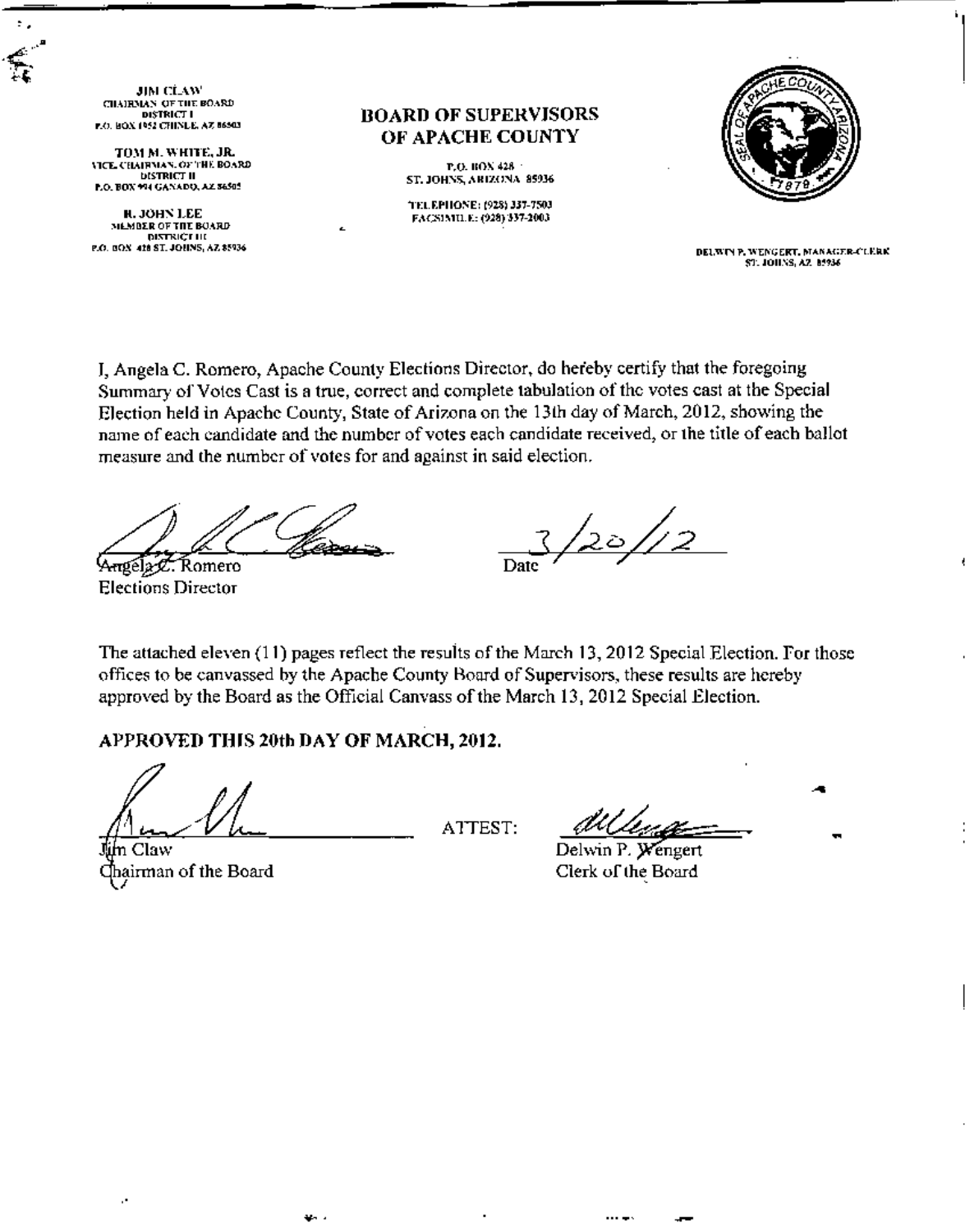JIM CLAW
CHAIRMAN OF THE BOARD
DISTRICT I
P.O. BOX 1952 CHINLE, AZ 86503

TOM M. WHITE, JR.
VICE CHAIRMAN OF THE BOARD
DISTRICT II
P.O. BOX 994 GANADO, AZ 86505

R. JOHN LEE
MEMBER OF THE BOARD
DISTRICT III
P.O. BOX 428 ST. JOHNS, AZ 85936

## BOARD OF SUPERVISORS OF APACHE COUNTY

P.O. BOX 428
ST. JOHNS, ARIZONA 85936

TELEPHONE: (928) 337-7503
FACSIMILE: (928) 337-2003

DELWIN P. WENGERT, MANAGER-CLERK
ST. JOHNS, AZ 85936

I, Angela C. Romero, Apache County Elections Director, do hereby certify that the foregoing Summary of Votes Cast is a true, correct and complete tabulation of the votes cast at the Special Election held in Apache County, State of Arizona on the 13th day of March, 2012, showing the name of each candidate and the number of votes each candidate received, or the title of each ballot measure and the number of votes for and against in said election.

Angela C. Romero
Elections Director

Date 3/20/12

The attached eleven (11) pages reflect the results of the March 13, 2012 Special Election. For those offices to be canvassed by the Apache County Board of Supervisors, these results are hereby approved by the Board as the Official Canvass of the March 13, 2012 Special Election.

**APPROVED THIS 20th DAY OF MARCH, 2012.**

Jim Claw
Chairman of the Board

ATTEST:

Delwin P. Wengert
Clerk of the Board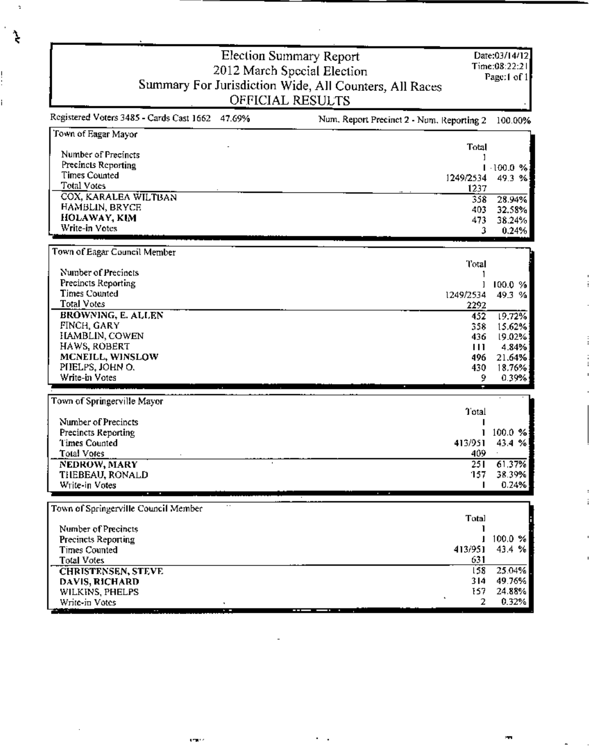# Election Summary Report
## 2012 March Special Election
## Summary For Jurisdiction Wide, All Counters, All Races
## OFFICIAL RESULTS

Date:03/14/12
Time:08:22:21
Page:1 of 1

Registered Voters 3485 - Cards Cast 1662 47.69% | Num. Report Precinct 2 - Num. Reporting 2 100.00%

### Town of Eagar Mayor

| | Total | |
|---|---|---|
| Number of Precincts | 1 | |
| Precincts Reporting | 1 | 100.0 % |
| Times Counted | 1249/2534 | 49.3 % |
| Total Votes | 1237 | |
| **COX, KARALEA WILTBAN** | 358 | 28.94% |
| HAMBLIN, BRYCE | 403 | 32.58% |
| **HOLAWAY, KIM** | 473 | 38.24% |
| Write-in Votes | 3 | 0.24% |

### Town of Eagar Council Member

| | Total | |
|---|---|---|
| Number of Precincts | 1 | |
| Precincts Reporting | 1 | 100.0 % |
| Times Counted | 1249/2534 | 49.3 % |
| Total Votes | 2292 | |
| **BROWNING, E. ALLEN** | 452 | 19.72% |
| FINCH, GARY | 358 | 15.62% |
| HAMBLIN, COWEN | 436 | 19.02% |
| HAWS, ROBERT | 111 | 4.84% |
| **MCNEILL, WINSLOW** | 496 | 21.64% |
| PHELPS, JOHN O. | 430 | 18.76% |
| Write-in Votes | 9 | 0.39% |

### Town of Springerville Mayor

| | Total | |
|---|---|---|
| Number of Precincts | 1 | |
| Precincts Reporting | 1 | 100.0 % |
| Times Counted | 413/951 | 43.4 % |
| Total Votes | 409 | |
| **NEDROW, MARY** | 251 | 61.37% |
| THEBEAU, RONALD | 157 | 38.39% |
| Write-in Votes | 1 | 0.24% |

### Town of Springerville Council Member

| | Total | |
|---|---|---|
| Number of Precincts | 1 | |
| Precincts Reporting | 1 | 100.0 % |
| Times Counted | 413/951 | 43.4 % |
| Total Votes | 631 | |
| **CHRISTENSEN, STEVE** | 158 | 25.04% |
| **DAVIS, RICHARD** | 314 | 49.76% |
| WILKINS, PHELPS | 157 | 24.88% |
| Write-in Votes | 2 | 0.32% |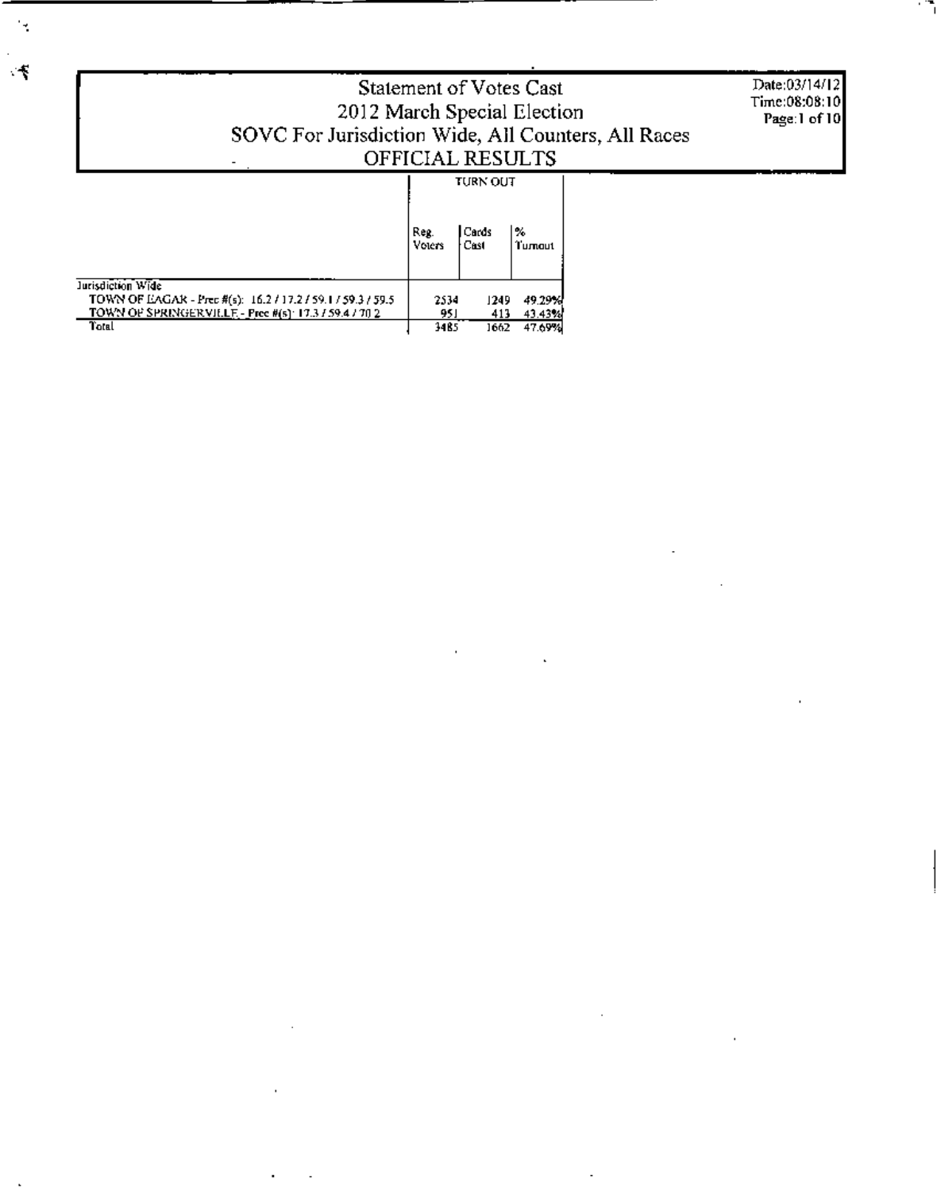# Statement of Votes Cast
## 2012 March Special Election
## SOVC For Jurisdiction Wide, All Counters, All Races
## OFFICIAL RESULTS

Date:03/14/12
Time:08:08:10

| | TURN OUT | | |
|---|---|---|---|
| | Reg. Voters | Cards Cast | % Turnout |
| Jurisdiction Wide | | | |
| TOWN OF EAGAR - Prec #(s): 16.2 / 17.2 / 59.1 / 59.3 / 59.5 | 2534 | 1249 | 49.29% |
| TOWN OF SPRINGERVILLE - Prec #(s): 17.3 / 59.4 / 70.2 | 951 | 413 | 43.43% |
| Total | 3485 | 1662 | 47.69% |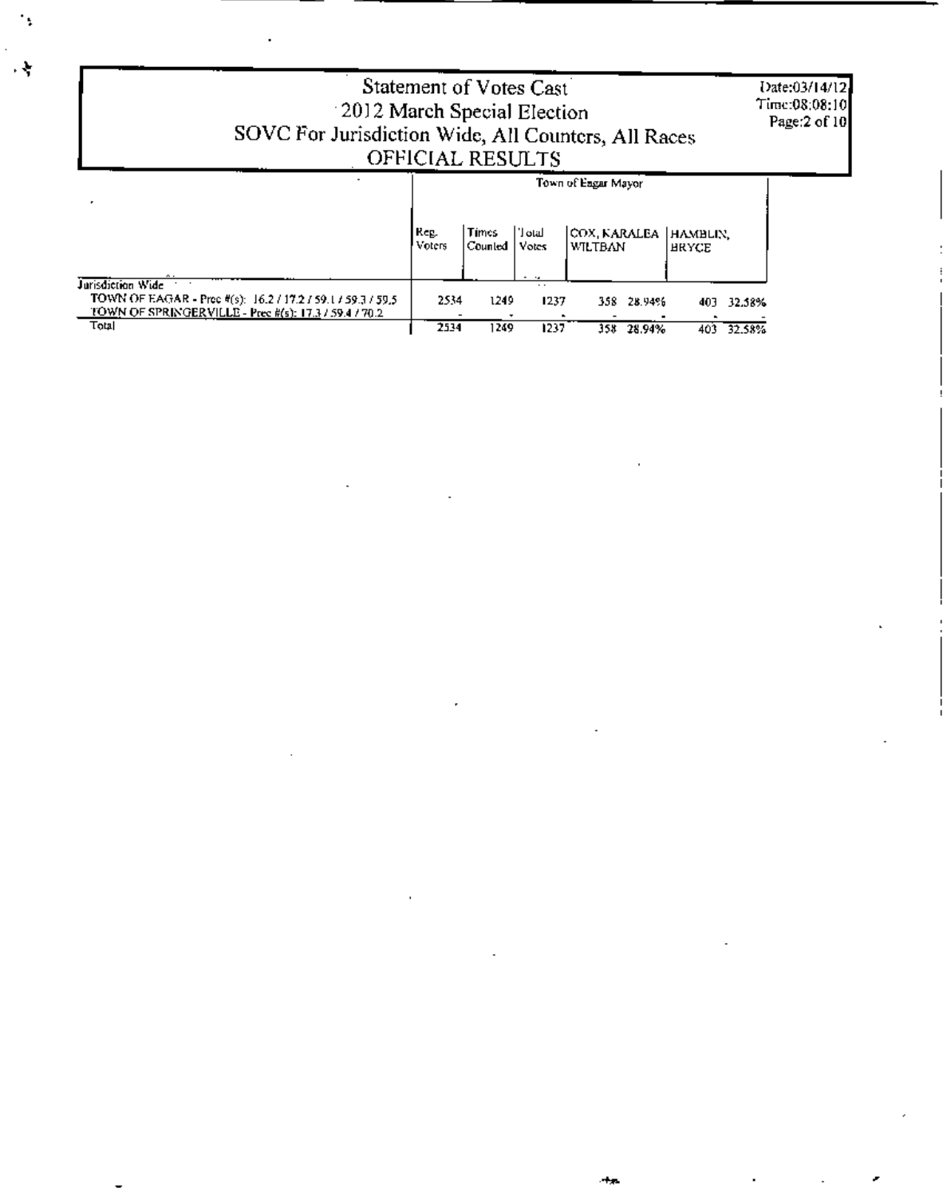# Statement of Votes Cast
## 2012 March Special Election
## SOVC For Jurisdiction Wide, All Counters, All Races
## OFFICIAL RESULTS

Date:03/14/12
Time:08:08:10

| | Town of Eagar Mayor | | | | | | |
|---|---|---|---|---|---|---|---|
| | Reg. Voters | Times Counted | Total Votes | COX, KARALEA WILTBAN | | HAMBLIN, BRYCE | |
| Jurisdiction Wide | | | | | | | |
| TOWN OF EAGAR - Prec #(s): 16.2 / 17.2 / 59.1 / 59.3 / 59.5 | 2534 | 1249 | 1237 | 358 | 28.94% | 403 | 32.58% |
| TOWN OF SPRINGERVILLE - Prec #(s): 17.3 / 59.4 / 70.2 | - | - | - | - | - | - | - |
| Total | 2534 | 1249 | 1237 | 358 | 28.94% | 403 | 32.58% |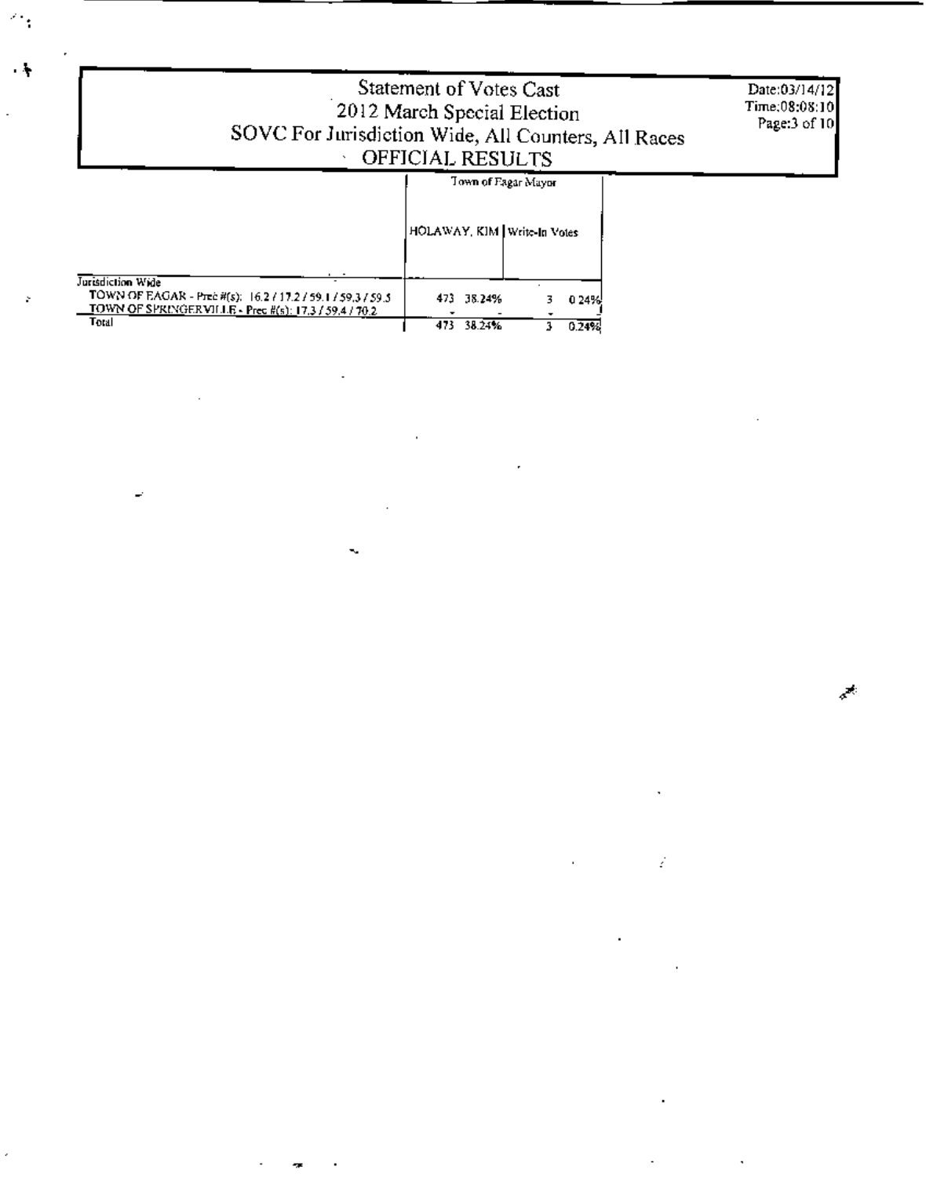# Statement of Votes Cast
## 2012 March Special Election
## SOVC For Jurisdiction Wide, All Counters, All Races
## OFFICIAL RESULTS

Date:03/14/12
Time:08:08:10

| | Town of Eagar Mayor | | | |
|---|---|---|---|---|
| | HOLAWAY, KIM | | Write-In Votes | |
| Jurisdiction Wide | | | | |
| TOWN OF EAGAR - Prec #(s): 16.2 / 17.2 / 59.1 / 59.3 / 59.5 | 473 | 38.24% | 3 | 0.24% |
| TOWN OF SPRINGERVILLE - Prec #(s): 17.3 / 59.4 / 70.2 | - | - | - | - |
| Total | 473 | 38.24% | 3 | 0.24% |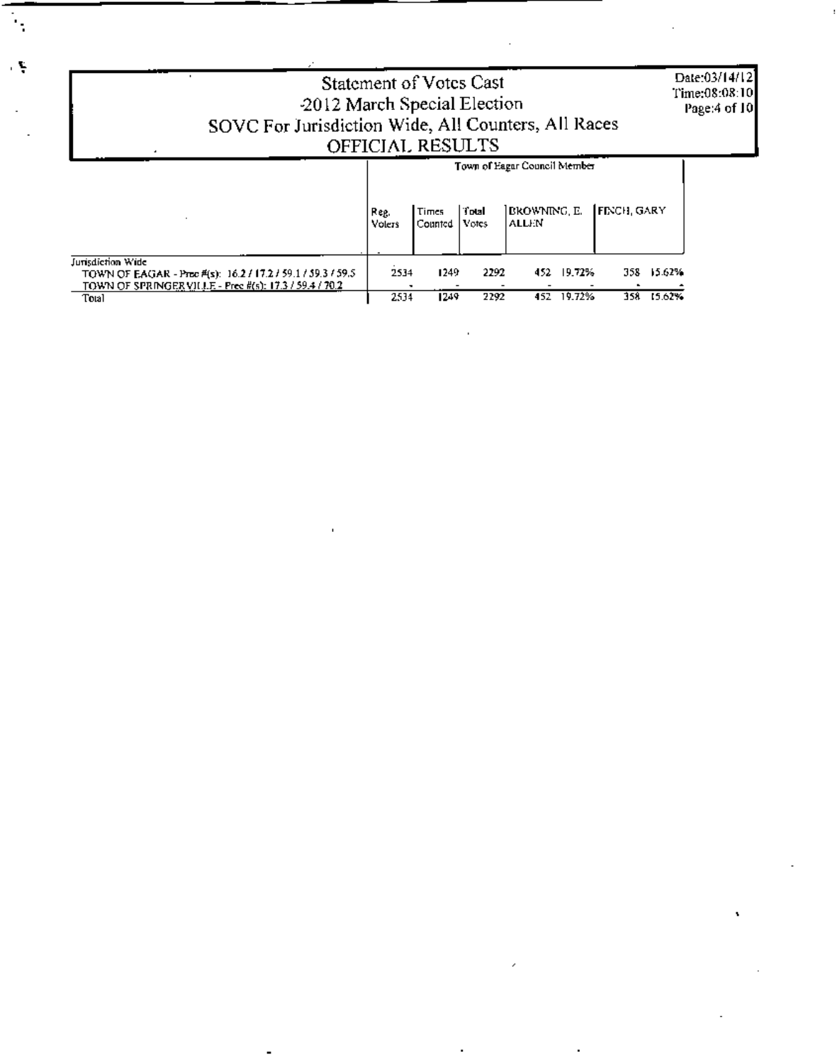# Statement of Votes Cast

## 2012 March Special Election

## SOVC For Jurisdiction Wide, All Counters, All Races

## OFFICIAL RESULTS

Date:03/14/12
Time:08:08:10

| | Town of Eagar Council Member | | | | | | |
|---|---|---|---|---|---|---|---|
| | Reg. Voters | Times Counted | Total Votes | BROWNING, E. ALLEN | | FINCH, GARY | |
| Jurisdiction Wide | | | | | | | |
| TOWN OF EAGAR - Prec #(s): 16.2 / 17.2 / 59.1 / 59.3 / 59.5 | 2534 | 1249 | 2292 | 452 | 19.72% | 358 | 15.62% |
| TOWN OF SPRINGERVILLE - Prec #(s): 17.3 / 59.4 / 70.2 | - | - | - | - | - | - | - |
| Total | 2534 | 1249 | 2292 | 452 | 19.72% | 358 | 15.62% |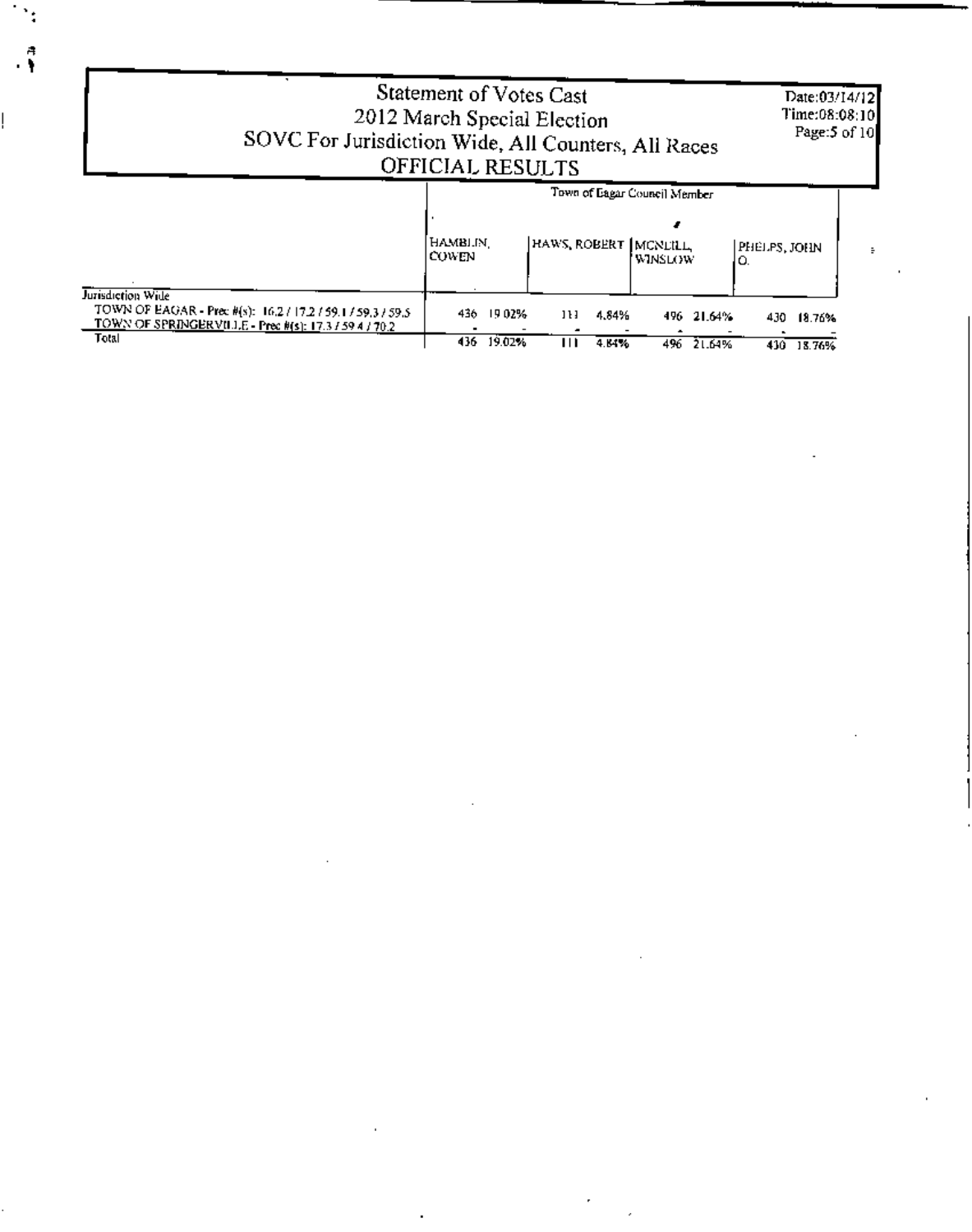# Statement of Votes Cast
## 2012 March Special Election
## SOVC For Jurisdiction Wide, All Counters, All Races
## OFFICIAL RESULTS

Date:03/14/12
Time:08:08:10
Page:5 of 10

| | Town of Eagar Council Member | | | | | | | |
|---|---|---|---|---|---|---|---|---|
| | HAMBLIN, COWEN | | HAWS, ROBERT | | MCNEILL, WINSLOW | | PHELPS, JOHN O. | |
| **Jurisdiction Wide** | | | | | | | | |
| TOWN OF EAGAR - Prec #(s): 16.2 / 17.2 / 59.1 / 59.3 / 59.5 | 436 | 19.02% | 111 | 4.84% | 496 | 21.64% | 430 | 18.76% |
| TOWN OF SPRINGERVILLE - Prec #(s): 17.3 / 59.4 / 70.2 | - | - | - | - | - | - | - | - |
| Total | 436 | 19.02% | 111 | 4.84% | 496 | 21.64% | 430 | 18.76% |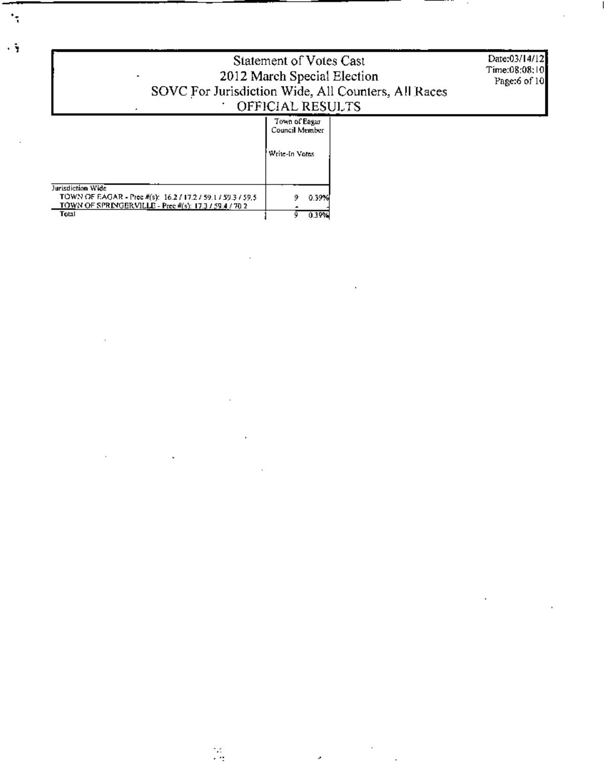# Statement of Votes Cast
## 2012 March Special Election
## SOVC For Jurisdiction Wide, All Counters, All Races
## OFFICIAL RESULTS

Date:03/14/12
Time:08:08:10

| | Town of Eagar Council Member | |
|---|---|---|
| | Write-In Votes | |
| Jurisdiction Wide | | |
| TOWN OF EAGAR - Prec #(s): 16.2 / 17.2 / 59.1 / 59.3 / 59.5 | 9 | 0.39% |
| TOWN OF SPRINGERVILLE - Prec #(s): 17.3 / 59.4 / 70 2 | - | |
| Total | 9 | 0.39% |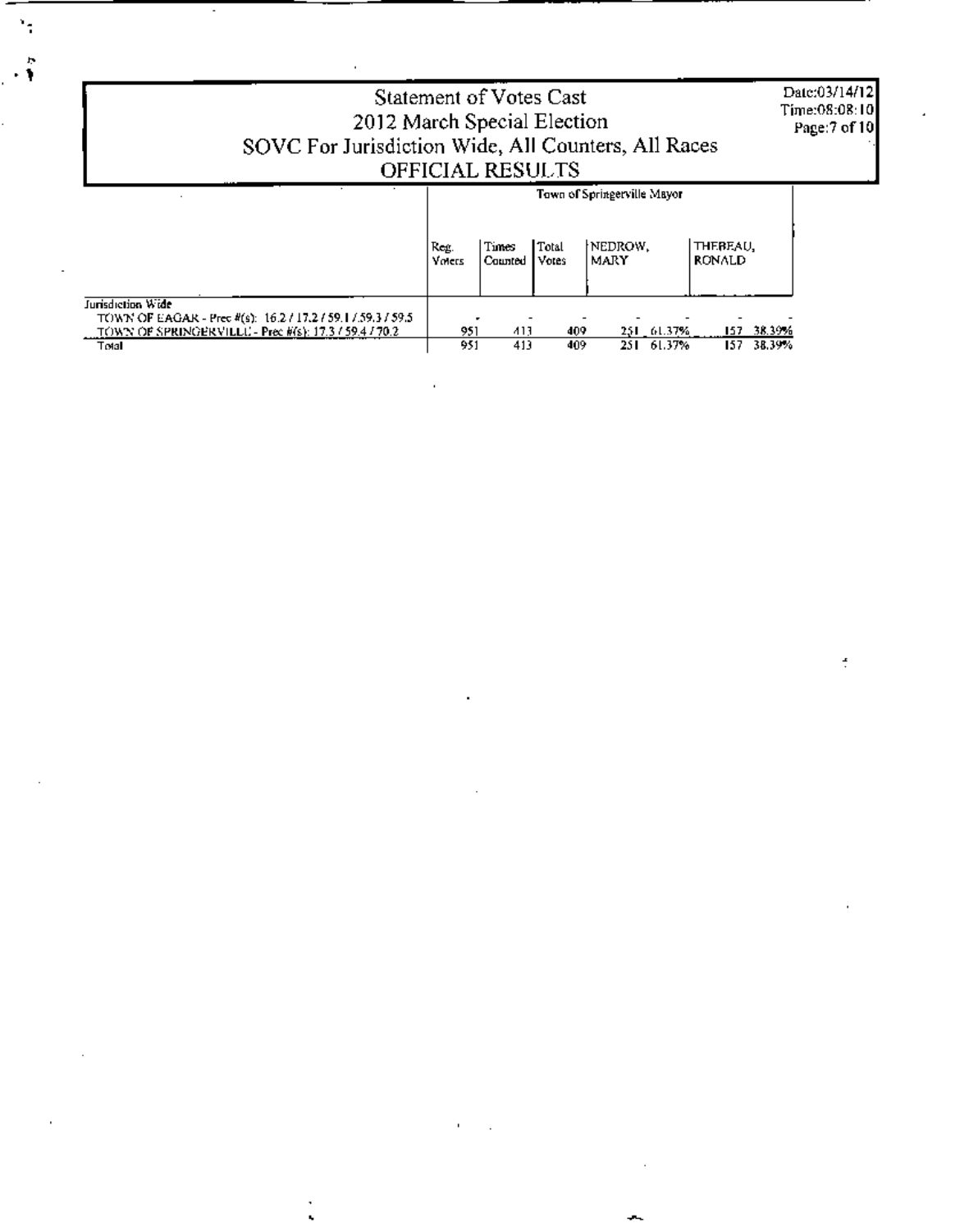# Statement of Votes Cast
## 2012 March Special Election
## SOVC For Jurisdiction Wide, All Counters, All Races
## OFFICIAL RESULTS

Date:03/14/12
Time:08:08:10
Page:7 of 10

| | Town of Springerville Mayor | | | | | | |
|---|---|---|---|---|---|---|---|
| | Reg. Voters | Times Counted | Total Votes | NEDROW, MARY | | THEBEAU, RONALD | |
| Jurisdiction Wide | | | | | | | |
| TOWN OF EAGAR - Prec #(s): 16.2 / 17.2 / 59.1 / 59.3 / 59.5 | - | - | - | - | - | - | - |
| TOWN OF SPRINGERVILLE - Prec #(s): 17.3 / 59.4 / 70.2 | 951 | 413 | 409 | 251 | 61.37% | 157 | 38.39% |
| Total | 951 | 413 | 409 | 251 | 61.37% | 157 | 38.39% |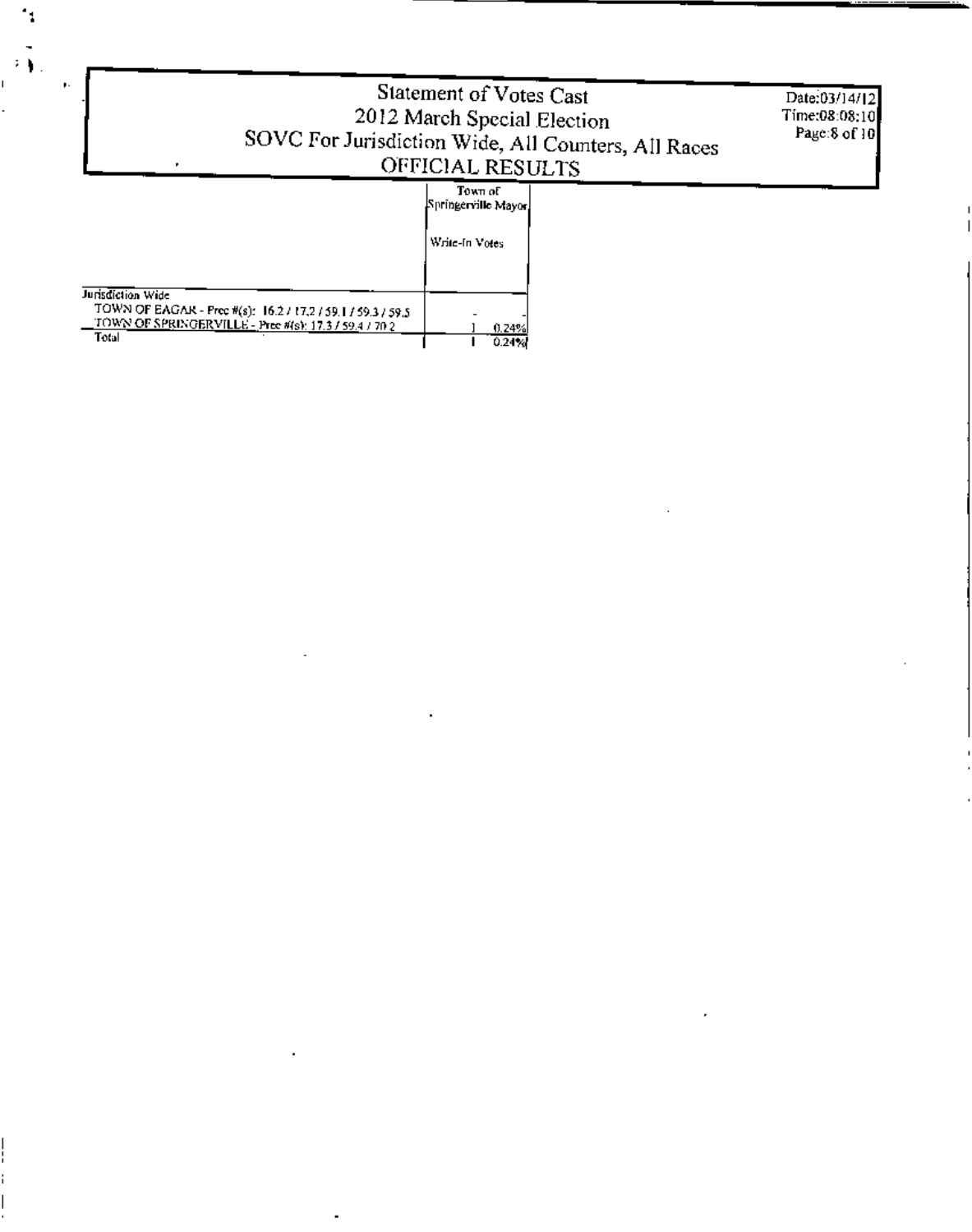Statement of Votes Cast
2012 March Special Election
SOVC For Jurisdiction Wide, All Counters, All Races
OFFICIAL RESULTS

Date:03/14/12
Time:08:08:10

| | Town of Springerville Mayor | |
| --- | --- | --- |
| | Write-In Votes | |
| Jurisdiction Wide | | |
| TOWN OF EAGAR - Prec #(s): 16.2 / 17.2 / 59.1 / 59.3 / 59.5 | - | |
| TOWN OF SPRINGERVILLE - Prec #(s): 17.3 / 59.4 / 70.2 | 1 | 0.24% |
| Total | 1 | 0.24% |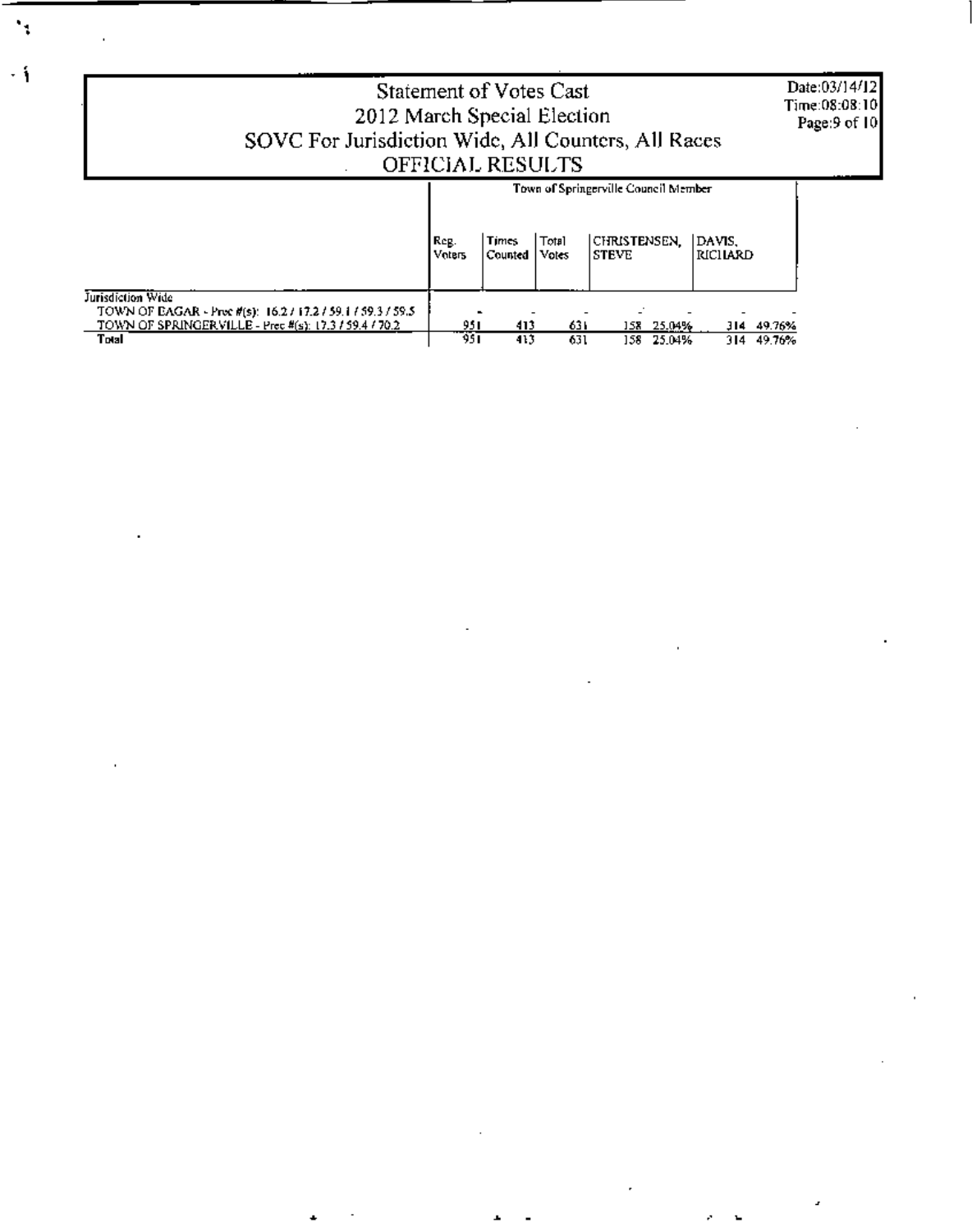# Statement of Votes Cast
## 2012 March Special Election
## SOVC For Jurisdiction Wide, All Counters, All Races
## OFFICIAL RESULTS

Date:03/14/12
Time:08:08:10

| | Town of Springerville Council Member | | | | | | |
|---|---|---|---|---|---|---|---|
| | Reg. Voters | Times Counted | Total Votes | CHRISTENSEN, STEVE | | DAVIS, RICHARD | |
| Jurisdiction Wide | | | | | | | |
| TOWN OF EAGAR - Prec #(s): 16.2 / 17.2 / 59.1 / 59.3 / 59.5 | - | - | - | - | - | - | - |
| TOWN OF SPRINGERVILLE - Prec #(s): 17.3 / 59.4 / 70.2 | 951 | 413 | 631 | 158 | 25.04% | 314 | 49.76% |
| **Total** | 951 | 413 | 631 | 158 | 25.04% | 314 | 49.76% |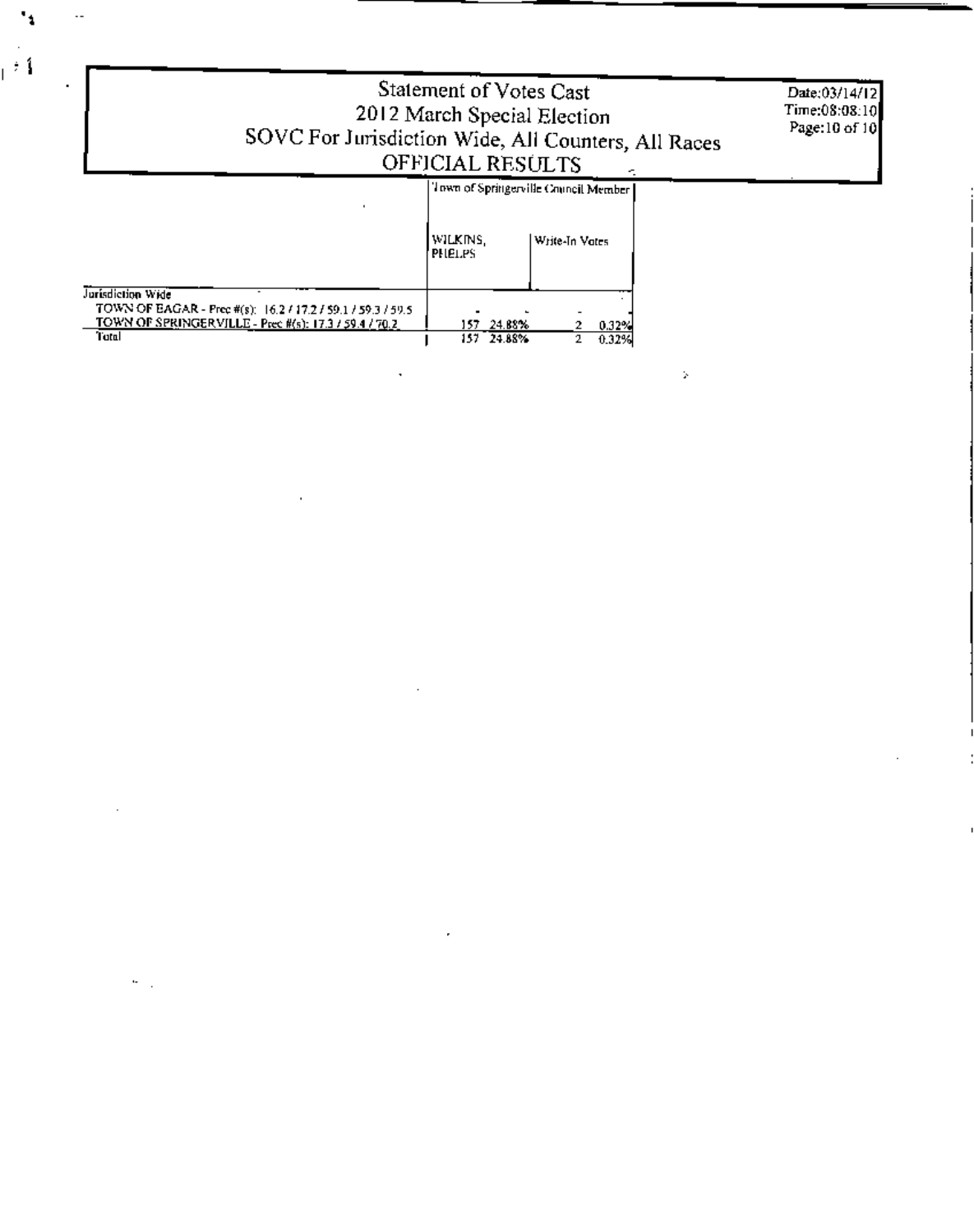# Statement of Votes Cast
## 2012 March Special Election
## SOVC For Jurisdiction Wide, All Counters, All Races
## OFFICIAL RESULTS

Date:03/14/12
Time:08:08:10

| | Town of Springerville Council Member | | | |
|---|---|---|---|---|
| | WILKINS, PHELPS | | Write-In Votes | |
| Jurisdiction Wide | | | | |
| TOWN OF EAGAR - Prec #(s): 16.2 / 17.2 / 59.1 / 59.3 / 59.5 | - | - | - | - |
| TOWN OF SPRINGERVILLE - Prec #(s): 17.3 / 59.4 / 70.2 | 157 | 24.88% | 2 | 0.32% |
| Total | 157 | 24.88% | 2 | 0.32% |